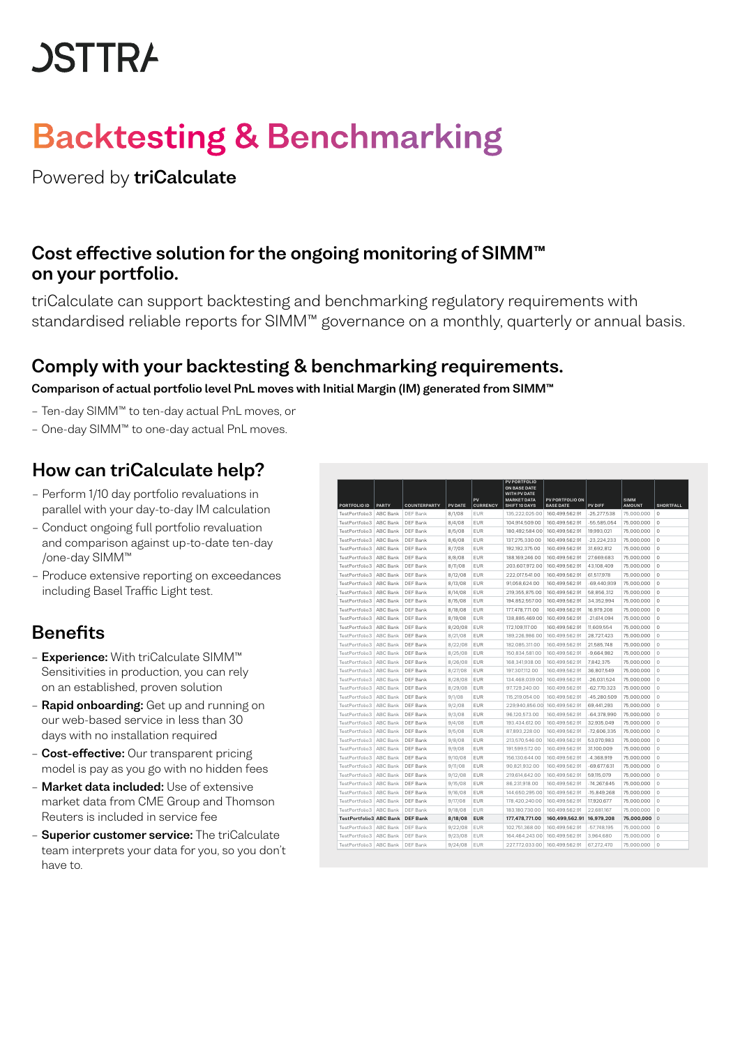# OSTTRA

# Backtesting & Benchmarking

Powered by **triCalculate**

## Cost effective solution for the ongoing monitoring of SIMM™ on your portfolio.

triCalculate can support backtesting and benchmarking regulatory requirements with standardised reliable reports for SIMM™ governance on a monthly, quarterly or annual basis.

## Comply with your backtesting & benchmarking requirements.

**Comparison of actual portfolio level PnL moves with Initial Margin (IM) generated from SIMM™**

- Ten-day SIMM™ to ten-day actual PnL moves, or
- One-day SIMM™ to one-day actual PnL moves.

## How can triCalculate help?

- Perform 1/10 day portfolio revaluations in parallel with your day-to-day IM calculation
- Conduct ongoing full portfolio revaluation and comparison against up-to-date ten-day /one-day SIMM™
- Produce extensive reporting on exceedances including Basel Traffic Light test.

## Benefits

- **Experience:** With triCalculate SIMM™ Sensitivities in production, you can rely on an established, proven solution
- **Rapid onboarding:** Get up and running on our web-based service in less than 30 days with no installation required
- **Cost-effective:** Our transparent pricing model is pay as you go with no hidden fees
- **Market data included:** Use of extensive market data from CME Group and Thomson Reuters is included in service fee
- **Superior customer service:** The triCalculate team interprets your data for you, so you don't have to.

| PORTFOLIO ID | PARTY | COUNTERPARTY | PV DATE | PV CURRENCY | PV PORTFOLIO ON BASE DATE WITH PV DATE MARKET DATA SHIFT 10 DAYS | PV PORTFOLIO ON BASE DATE | PV DIFF | SIMM AMOUNT | SHORTFALL |
|---|---|---|---|---|---|---|---|---|---|
| TestPortfolio3 | ABC Bank | DEF Bank | 8/1/08 | EUR | 135,222,025.00 | 160,499,562.91 | -25,277,538 | 75,000,000 | 0 |
| TestPortfolio3 | ABC Bank | DEF Bank | 8/4/08 | EUR | 104,914,509.00 | 160,499,562.91 | -55,585,054 | 75,000,000 | 0 |
| TestPortfolio3 | ABC Bank | DEF Bank | 8/5/08 | EUR | 180,492,584.00 | 160,499,562.91 | 19,993,021 | 75,000,000 | 0 |
| TestPortfolio3 | ABC Bank | DEF Bank | 8/6/08 | EUR | 137,275,330.00 | 160,499,562.91 | -23,224,233 | 75,000,000 | 0 |
| TestPortfolio3 | ABC Bank | DEF Bank | 8/7/08 | EUR | 192,192,375.00 | 160,499,562.91 | 31,692,812 | 75,000,000 | 0 |
| TestPortfolio3 | ABC Bank | DEF Bank | 8/8/08 | EUR | 188,169,246.00 | 160,499,562.91 | 27,669,683 | 75,000,000 | 0 |
| TestPortfolio3 | ABC Bank | DEF Bank | 8/11/08 | EUR | 203,607,972.00 | 160,499,562.91 | 43,108,409 | 75,000,000 | 0 |
| TestPortfolio3 | ABC Bank | DEF Bank | 8/12/08 | EUR | 222,017,541.00 | 160,499,562.91 | 61,517,978 | 75,000,000 | 0 |
| TestPortfolio3 | ABC Bank | DEF Bank | 8/13/08 | EUR | 91,058,624.00 | 160,499,562.91 | -69,440,939 | 75,000,000 | 0 |
| TestPortfolio3 | ABC Bank | DEF Bank | 8/14/08 | EUR | 219,355,875.00 | 160,499,562.91 | 58,856,312 | 75,000,000 | 0 |
| TestPortfolio3 | ABC Bank | DEF Bank | 8/15/08 | EUR | 194,852,557.00 | 160,499,562.91 | 34,352,994 | 75,000,000 | 0 |
| TestPortfolio3 | ABC Bank | DEF Bank | 8/18/08 | EUR | 177,478,771.00 | 160,499,562.91 | 16,979,208 | 75,000,000 | 0 |
| TestPortfolio3 | ABC Bank | DEF Bank | 8/19/08 | EUR | 138,885,469.00 | 160,499,562.91 | -21,614,094 | 75,000,000 | 0 |
| TestPortfolio3 | ABC Bank | DEF Bank | 8/20/08 | EUR | 172,109,117.00 | 160,499,562.91 | 11,609,554 | 75,000,000 | 0 |
| TestPortfolio3 | ABC Bank | DEF Bank | 8/21/08 | EUR | 189,226,986.00 | 160,499,562.91 | 28,727,423 | 75,000,000 | 0 |
| TestPortfolio3 | ABC Bank | DEF Bank | 8/22/08 | EUR | 182,085,311.00 | 160,499,562.91 | 21,585,748 | 75,000,000 | 0 |
| TestPortfolio3 | ABC Bank | DEF Bank | 8/25/08 | EUR | 150,834,581.00 | 160,499,562.91 | -9,664,982 | 75,000,000 | 0 |
| TestPortfolio3 | ABC Bank | DEF Bank | 8/26/08 | EUR | 168,341,938.00 | 160,499,562.91 | 7,842,375 | 75,000,000 | 0 |
| TestPortfolio3 | ABC Bank | DEF Bank | 8/27/08 | EUR | 197,307,112.00 | 160,499,562.91 | 36,807,549 | 75,000,000 | 0 |
| TestPortfolio3 | ABC Bank | DEF Bank | 8/28/08 | EUR | 134,468,039.00 | 160,499,562.91 | -26,031,524 | 75,000,000 | 0 |
| TestPortfolio3 | ABC Bank | DEF Bank | 8/29/08 | EUR | 97,729,240.00 | 160,499,562.91 | -62,770,323 | 75,000,000 | 0 |
| TestPortfolio3 | ABC Bank | DEF Bank | 9/1/08 | EUR | 115,219,054.00 | 160,499,562.91 | -45,280,509 | 75,000,000 | 0 |
| TestPortfolio3 | ABC Bank | DEF Bank | 9/2/08 | EUR | 229,940,856.00 | 160,499,562.91 | 69,441,293 | 75,000,000 | 0 |
| TestPortfolio3 | ABC Bank | DEF Bank | 9/3/08 | EUR | 96,120,573.00 | 160,499,562.91 | -64,378,990 | 75,000,000 | 0 |
| TestPortfolio3 | ABC Bank | DEF Bank | 9/4/08 | EUR | 193,434,612.00 | 160,499,562.91 | 32,935,049 | 75,000,000 | 0 |
| TestPortfolio3 | ABC Bank | DEF Bank | 9/5/08 | EUR | 87,893,228.00 | 160,499,562.91 | -72,606,335 | 75,000,000 | 0 |
| TestPortfolio3 | ABC Bank | DEF Bank | 9/8/08 | EUR | 213,570,546.00 | 160,499,562.91 | 53,070,983 | 75,000,000 | 0 |
| TestPortfolio3 | ABC Bank | DEF Bank | 9/9/08 | EUR | 191,599,572.00 | 160,499,562.91 | 31,100,009 | 75,000,000 | 0 |
| TestPortfolio3 | ABC Bank | DEF Bank | 9/10/08 | EUR | 156,130,644.00 | 160,499,562.91 | -4,368,919 | 75,000,000 | 0 |
| TestPortfolio3 | ABC Bank | DEF Bank | 9/11/08 | EUR | 90,821,932.00 | 160,499,562.91 | -69,677,631 | 75,000,000 | 0 |
| TestPortfolio3 | ABC Bank | DEF Bank | 9/12/08 | EUR | 219,614,642.00 | 160,499,562.91 | 59,115,079 | 75,000,000 | 0 |
| TestPortfolio3 | ABC Bank | DEF Bank | 9/15/08 | EUR | 86,231,918.00 | 160,499,562.91 | -74,267,645 | 75,000,000 | 0 |
| TestPortfolio3 | ABC Bank | DEF Bank | 9/16/08 | EUR | 144,650,295.00 | 160,499,562.91 | -15,849,268 | 75,000,000 | 0 |
| TestPortfolio3 | ABC Bank | DEF Bank | 9/17/08 | EUR | 178,420,240.00 | 160,499,562.91 | 17,920,677 | 75,000,000 | 0 |
| TestPortfolio3 | ABC Bank | DEF Bank | 9/18/08 | EUR | 183,180,730.00 | 160,499,562.91 | 22,681,167 | 75,000,000 | 0 |
| **TestPortfolio3** | **ABC Bank** | **DEF Bank** | **8/18/08** | **EUR** | **177,478,771.00** | **160,499,562.91** | **16,979,208** | **75,000,000** | **0** |
| TestPortfolio3 | ABC Bank | DEF Bank | 9/22/08 | EUR | 102,751,368.00 | 160,499,562.91 | -57,748,195 | 75,000,000 | 0 |
| TestPortfolio3 | ABC Bank | DEF Bank | 9/23/08 | EUR | 164,464,243.00 | 160,499,562.91 | 3,964,680 | 75,000,000 | 0 |
| TestPortfolio3 | ABC Bank | DEF Bank | 9/24/08 | EUR | 227,772,033.00 | 160,499,562.91 | 67,272,470 | 75,000,000 | 0 |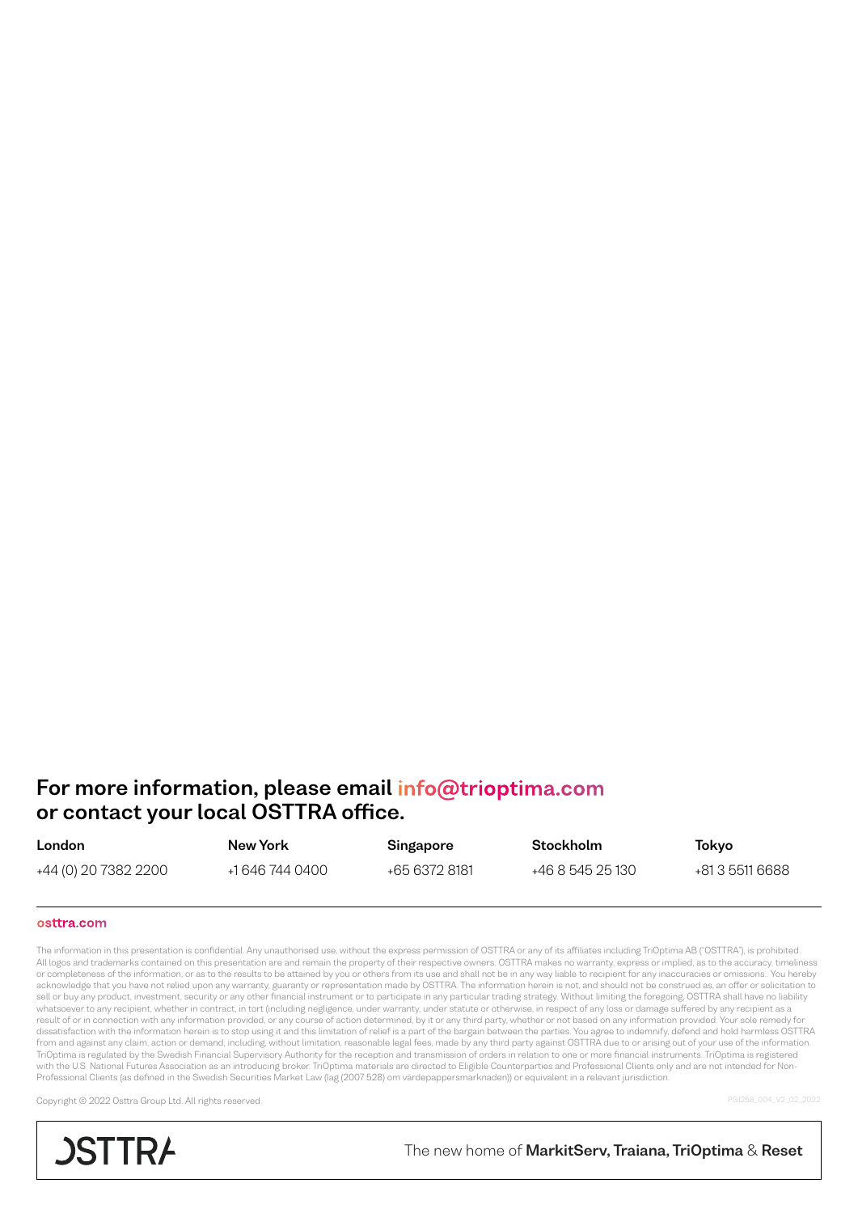## For more information, please email info@trioptima.com or contact your local OSTTRA office.

| London | New York | Singapore | Stockholm | Tokyo |
|---|---|---|---|---|
| +44 (0) 20 7382 2200 | +1 646 744 0400 | +65 6372 8181 | +46 8 545 25 130 | +81 3 5511 6688 |

osttra.com

The information in this presentation is confidential. Any unauthorised use, without the express permission of OSTTRA or any of its affiliates including TriOptima AB ("OSTTRA"), is prohibited. All logos and trademarks contained on this presentation are and remain the property of their respective owners. OSTTRA makes no warranty, express or implied, as to the accuracy, timeliness or completeness of the information, or as to the results to be attained by you or others from its use and shall not be in any way liable to recipient for any inaccuracies or omissions.. You hereby acknowledge that you have not relied upon any warranty, guaranty or representation made by OSTTRA. The information herein is not, and should not be construed as, an offer or solicitation to sell or buy any product, investment, security or any other financial instrument or to participate in any particular trading strategy. Without limiting the foregoing, OSTTRA shall have no liability whatsoever to any recipient, whether in contract, in tort (including negligence, under warranty, under statute or otherwise, in respect of any loss or damage suffered by any recipient as a result of or in connection with any information provided, or any course of action determined, by it or any third party, whether or not based on any information provided. Your sole remedy for dissatisfaction with the information herein is to stop using it and this limitation of relief is a part of the bargain between the parties. You agree to indemnify, defend and hold harmless OSTTRA from and against any claim, action or demand, including, without limitation, reasonable legal fees, made by any third party against OSTTRA due to or arising out of your use of the information. TriOptima is regulated by the Swedish Financial Supervisory Authority for the reception and transmission of orders in relation to one or more financial instruments. TriOptima is registered with the U.S. National Futures Association as an introducing broker. TriOptima materials are directed to Eligible Counterparties and Professional Clients only and are not intended for Non-Professional Clients (as defined in the Swedish Securities Market Law (lag (2007:528) om värdepappersmarknaden)) or equivalent in a relevant jurisdiction.

Copyright © 2022 Osttra Group Ltd. All rights reserved.

PG1258_004_V2_02_2022

OSTTRA

The new home of **MarkitServ, Traiana, TriOptima** & **Reset**